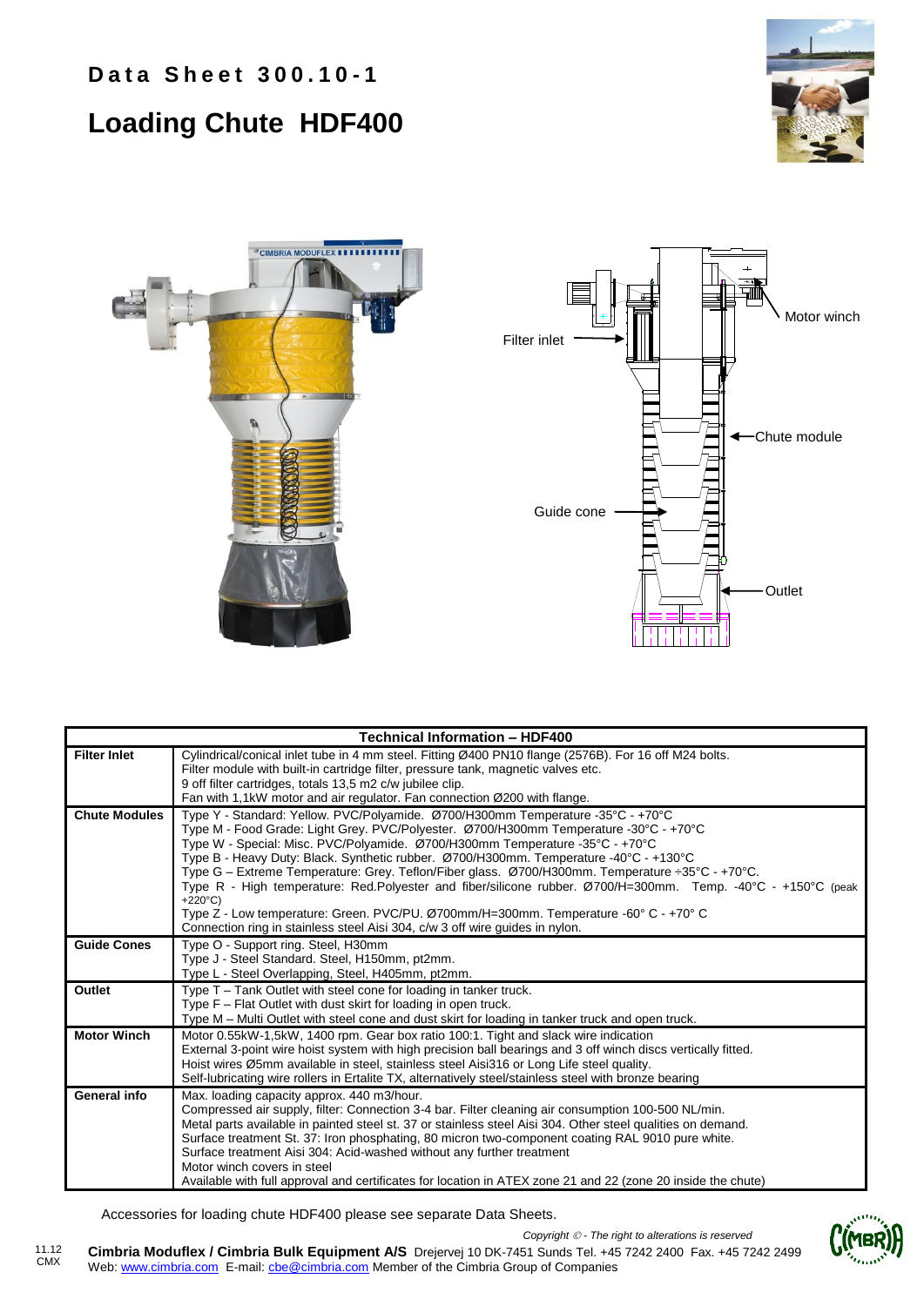**Data Sheet 300.10-1**

# Loading Chute HDF400

Filter inlet

Motor winch

Chute module

Guide cone

Outlet

| Technical Information – HDF400 | |
|---|---|
| **Filter Inlet** | Cylindrical/conical inlet tube in 4 mm steel. Fitting Ø400 PN10 flange (2576B). For 16 off M24 bolts. Filter module with built-in cartridge filter, pressure tank, magnetic valves etc. 9 off filter cartridges, totals 13,5 m2 c/w jubilee clip. Fan with 1,1kW motor and air regulator. Fan connection Ø200 with flange. |
| **Chute Modules** | Type Y - Standard: Yellow. PVC/Polyamide. Ø700/H300mm Temperature -35°C - +70°C<br>Type M - Food Grade: Light Grey. PVC/Polyester. Ø700/H300mm Temperature -30°C - +70°C<br>Type W - Special: Misc. PVC/Polyamide. Ø700/H300mm Temperature -35°C - +70°C<br>Type B - Heavy Duty: Black. Synthetic rubber. Ø700/H300mm. Temperature -40°C - +130°C<br>Type G – Extreme Temperature: Grey. Teflon/Fiber glass. Ø700/H300mm. Temperature ÷35°C - +70°C.<br>Type R - High temperature: Red.Polyester and fiber/silicone rubber. Ø700/H=300mm. Temp. -40°C - +150°C (peak +220°C)<br>Type Z - Low temperature: Green. PVC/PU. Ø700mm/H=300mm. Temperature -60° C - +70° C<br>Connection ring in stainless steel Aisi 304, c/w 3 off wire guides in nylon. |
| **Guide Cones** | Type O - Support ring. Steel, H30mm<br>Type J - Steel Standard. Steel, H150mm, pt2mm.<br>Type L - Steel Overlapping, Steel, H405mm, pt2mm. |
| **Outlet** | Type T – Tank Outlet with steel cone for loading in tanker truck.<br>Type F – Flat Outlet with dust skirt for loading in open truck.<br>Type M – Multi Outlet with steel cone and dust skirt for loading in tanker truck and open truck. |
| **Motor Winch** | Motor 0.55kW-1,5kW, 1400 rpm. Gear box ratio 100:1. Tight and slack wire indication<br>External 3-point wire hoist system with high precision ball bearings and 3 off winch discs vertically fitted.<br>Hoist wires Ø5mm available in steel, stainless steel Aisi316 or Long Life steel quality.<br>Self-lubricating wire rollers in Ertalite TX, alternatively steel/stainless steel with bronze bearing |
| **General info** | Max. loading capacity approx. 440 m3/hour.<br>Compressed air supply, filter: Connection 3-4 bar. Filter cleaning air consumption 100-500 NL/min.<br>Metal parts available in painted steel st. 37 or stainless steel Aisi 304. Other steel qualities on demand.<br>Surface treatment St. 37: Iron phosphating, 80 micron two-component coating RAL 9010 pure white.<br>Surface treatment Aisi 304: Acid-washed without any further treatment<br>Motor winch covers in steel<br>Available with full approval and certificates for location in ATEX zone 21 and 22 (zone 20 inside the chute) |

Accessories for loading chute HDF400 please see separate Data Sheets.

*Copyright © - The right to alterations is reserved*

11.12 CMX

**Cimbria Moduflex / Cimbria Bulk Equipment A/S** Drejervej 10 DK-7451 Sunds Tel. +45 7242 2400 Fax. +45 7242 2499
Web: www.cimbria.com E-mail: cbe@cimbria.com Member of the Cimbria Group of Companies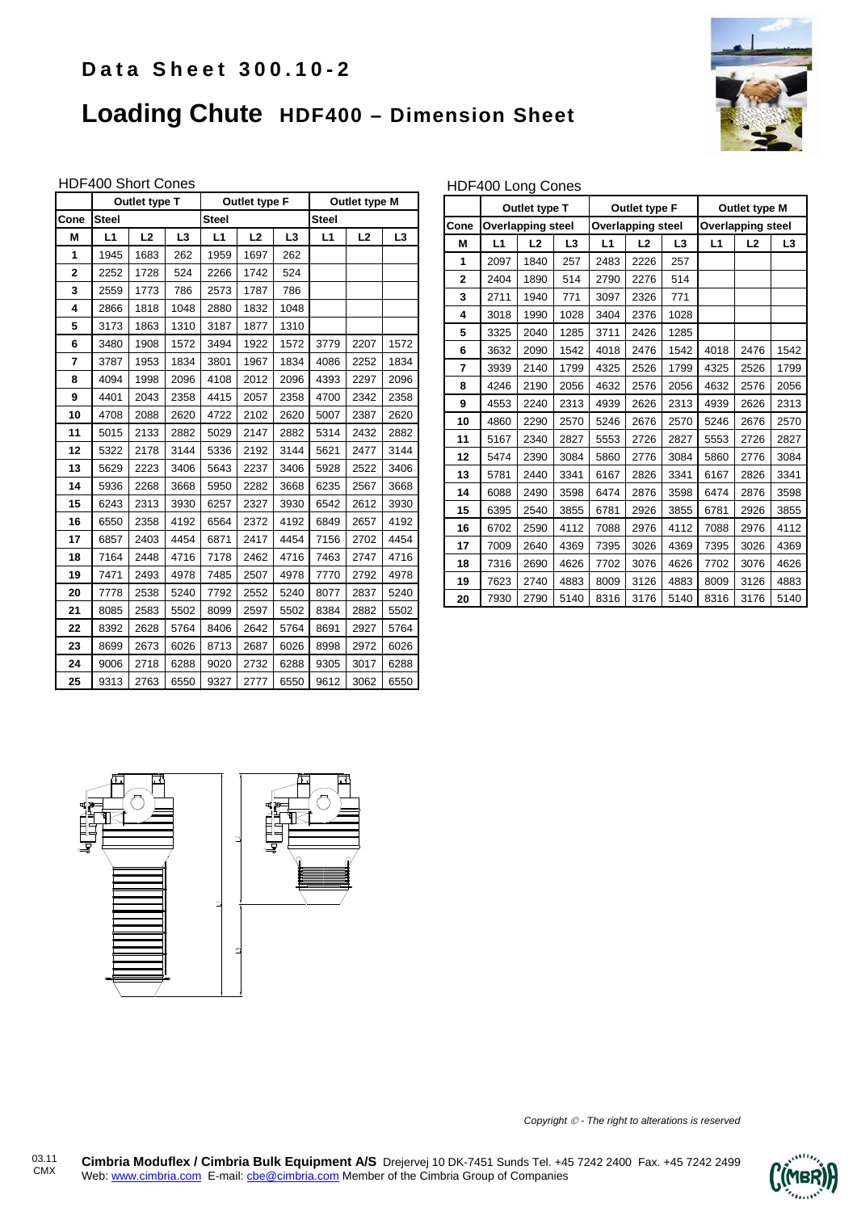**Data Sheet 300.10-2**

# Loading Chute HDF400 – Dimension Sheet

HDF400 Short Cones

| | Outlet type T | | | Outlet type F | | | Outlet type M | | |
|---|---|---|---|---|---|---|---|---|---|
| Cone | Steel | | | Steel | | | Steel | | |
| M | L1 | L2 | L3 | L1 | L2 | L3 | L1 | L2 | L3 |
| 1 | 1945 | 1683 | 262 | 1959 | 1697 | 262 | | | |
| 2 | 2252 | 1728 | 524 | 2266 | 1742 | 524 | | | |
| 3 | 2559 | 1773 | 786 | 2573 | 1787 | 786 | | | |
| 4 | 2866 | 1818 | 1048 | 2880 | 1832 | 1048 | | | |
| 5 | 3173 | 1863 | 1310 | 3187 | 1877 | 1310 | | | |
| 6 | 3480 | 1908 | 1572 | 3494 | 1922 | 1572 | 3779 | 2207 | 1572 |
| 7 | 3787 | 1953 | 1834 | 3801 | 1967 | 1834 | 4086 | 2252 | 1834 |
| 8 | 4094 | 1998 | 2096 | 4108 | 2012 | 2096 | 4393 | 2297 | 2096 |
| 9 | 4401 | 2043 | 2358 | 4415 | 2057 | 2358 | 4700 | 2342 | 2358 |
| 10 | 4708 | 2088 | 2620 | 4722 | 2102 | 2620 | 5007 | 2387 | 2620 |
| 11 | 5015 | 2133 | 2882 | 5029 | 2147 | 2882 | 5314 | 2432 | 2882 |
| 12 | 5322 | 2178 | 3144 | 5336 | 2192 | 3144 | 5621 | 2477 | 3144 |
| 13 | 5629 | 2223 | 3406 | 5643 | 2237 | 3406 | 5928 | 2522 | 3406 |
| 14 | 5936 | 2268 | 3668 | 5950 | 2282 | 3668 | 6235 | 2567 | 3668 |
| 15 | 6243 | 2313 | 3930 | 6257 | 2327 | 3930 | 6542 | 2612 | 3930 |
| 16 | 6550 | 2358 | 4192 | 6564 | 2372 | 4192 | 6849 | 2657 | 4192 |
| 17 | 6857 | 2403 | 4454 | 6871 | 2417 | 4454 | 7156 | 2702 | 4454 |
| 18 | 7164 | 2448 | 4716 | 7178 | 2462 | 4716 | 7463 | 2747 | 4716 |
| 19 | 7471 | 2493 | 4978 | 7485 | 2507 | 4978 | 7770 | 2792 | 4978 |
| 20 | 7778 | 2538 | 5240 | 7792 | 2552 | 5240 | 8077 | 2837 | 5240 |
| 21 | 8085 | 2583 | 5502 | 8099 | 2597 | 5502 | 8384 | 2882 | 5502 |
| 22 | 8392 | 2628 | 5764 | 8406 | 2642 | 5764 | 8691 | 2927 | 5764 |
| 23 | 8699 | 2673 | 6026 | 8713 | 2687 | 6026 | 8998 | 2972 | 6026 |
| 24 | 9006 | 2718 | 6288 | 9020 | 2732 | 6288 | 9305 | 3017 | 6288 |
| 25 | 9313 | 2763 | 6550 | 9327 | 2777 | 6550 | 9612 | 3062 | 6550 |

HDF400 Long Cones

| | Outlet type T | | | Outlet type F | | | Outlet type M | | |
|---|---|---|---|---|---|---|---|---|---|
| Cone | Overlapping steel | | | Overlapping steel | | | Overlapping steel | | |
| M | L1 | L2 | L3 | L1 | L2 | L3 | L1 | L2 | L3 |
| 1 | 2097 | 1840 | 257 | 2483 | 2226 | 257 | | | |
| 2 | 2404 | 1890 | 514 | 2790 | 2276 | 514 | | | |
| 3 | 2711 | 1940 | 771 | 3097 | 2326 | 771 | | | |
| 4 | 3018 | 1990 | 1028 | 3404 | 2376 | 1028 | | | |
| 5 | 3325 | 2040 | 1285 | 3711 | 2426 | 1285 | | | |
| 6 | 3632 | 2090 | 1542 | 4018 | 2476 | 1542 | 4018 | 2476 | 1542 |
| 7 | 3939 | 2140 | 1799 | 4325 | 2526 | 1799 | 4325 | 2526 | 1799 |
| 8 | 4246 | 2190 | 2056 | 4632 | 2576 | 2056 | 4632 | 2576 | 2056 |
| 9 | 4553 | 2240 | 2313 | 4939 | 2626 | 2313 | 4939 | 2626 | 2313 |
| 10 | 4860 | 2290 | 2570 | 5246 | 2676 | 2570 | 5246 | 2676 | 2570 |
| 11 | 5167 | 2340 | 2827 | 5553 | 2726 | 2827 | 5553 | 2726 | 2827 |
| 12 | 5474 | 2390 | 3084 | 5860 | 2776 | 3084 | 5860 | 2776 | 3084 |
| 13 | 5781 | 2440 | 3341 | 6167 | 2826 | 3341 | 6167 | 2826 | 3341 |
| 14 | 6088 | 2490 | 3598 | 6474 | 2876 | 3598 | 6474 | 2876 | 3598 |
| 15 | 6395 | 2540 | 3855 | 6781 | 2926 | 3855 | 6781 | 2926 | 3855 |
| 16 | 6702 | 2590 | 4112 | 7088 | 2976 | 4112 | 7088 | 2976 | 4112 |
| 17 | 7009 | 2640 | 4369 | 7395 | 3026 | 4369 | 7395 | 3026 | 4369 |
| 18 | 7316 | 2690 | 4626 | 7702 | 3076 | 4626 | 7702 | 3076 | 4626 |
| 19 | 7623 | 2740 | 4883 | 8009 | 3126 | 4883 | 8009 | 3126 | 4883 |
| 20 | 7930 | 2790 | 5140 | 8316 | 3176 | 5140 | 8316 | 3176 | 5140 |

*Copyright © - The right to alterations is reserved*

03.11 CMX

**Cimbria Moduflex / Cimbria Bulk Equipment A/S** Drejervej 10 DK-7451 Sunds Tel. +45 7242 2400 Fax. +45 7242 2499
Web: www.cimbria.com E-mail: cbe@cimbria.com Member of the Cimbria Group of Companies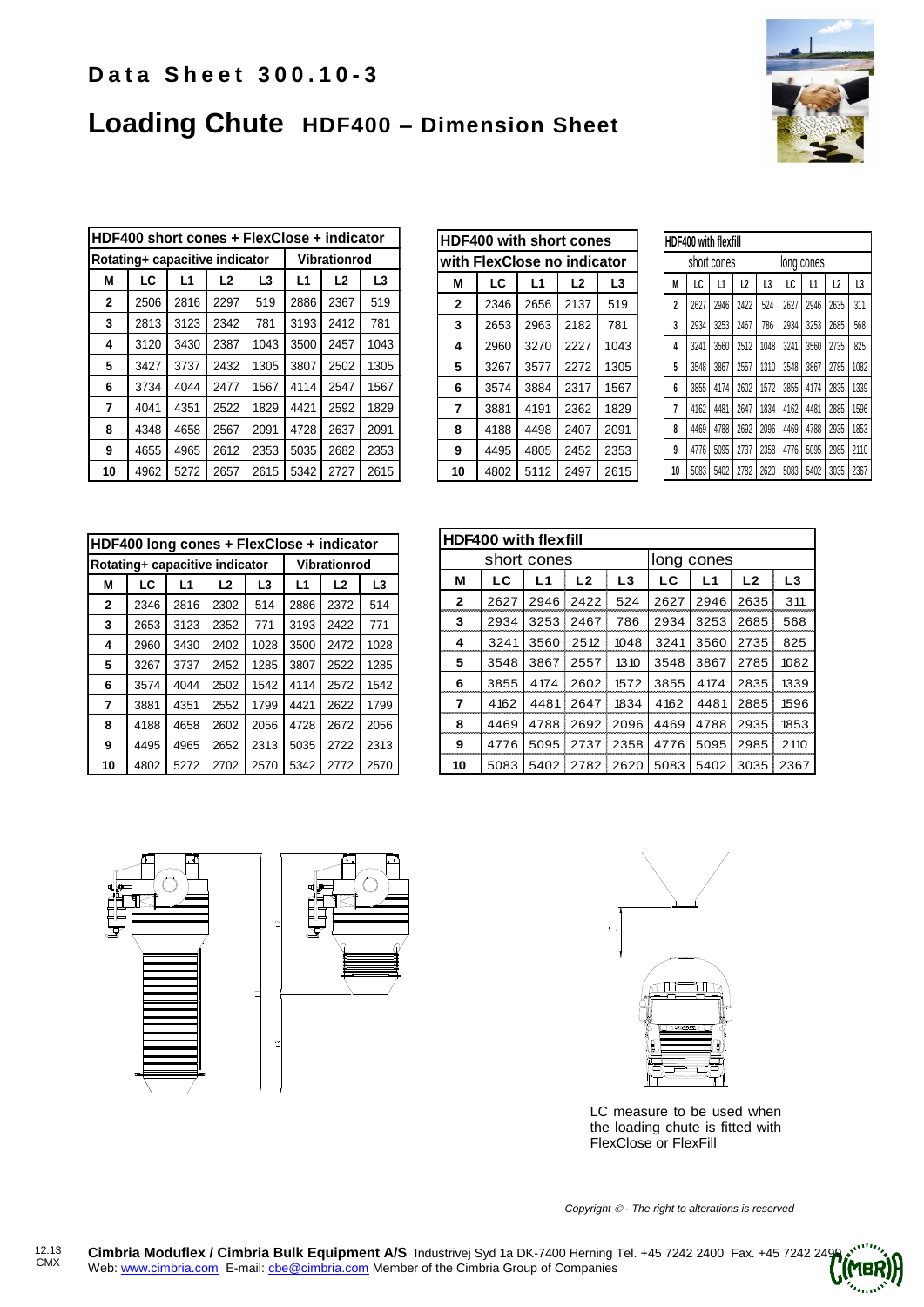**Data Sheet 300.10-3**

# Loading Chute HDF400 – Dimension Sheet

| HDF400 short cones + FlexClose + indicator | | | | | | | |
|---|---|---|---|---|---|---|---|
| Rotating+ capacitive indicator | | | | | Vibrationrod | | |
| M | LC | L1 | L2 | L3 | L1 | L2 | L3 |
| 2 | 2506 | 2816 | 2297 | 519 | 2886 | 2367 | 519 |
| 3 | 2813 | 3123 | 2342 | 781 | 3193 | 2412 | 781 |
| 4 | 3120 | 3430 | 2387 | 1043 | 3500 | 2457 | 1043 |
| 5 | 3427 | 3737 | 2432 | 1305 | 3807 | 2502 | 1305 |
| 6 | 3734 | 4044 | 2477 | 1567 | 4114 | 2547 | 1567 |
| 7 | 4041 | 4351 | 2522 | 1829 | 4421 | 2592 | 1829 |
| 8 | 4348 | 4658 | 2567 | 2091 | 4728 | 2637 | 2091 |
| 9 | 4655 | 4965 | 2612 | 2353 | 5035 | 2682 | 2353 |
| 10 | 4962 | 5272 | 2657 | 2615 | 5342 | 2727 | 2615 |

| HDF400 with short cones with FlexClose no indicator | | | | |
|---|---|---|---|---|
| M | LC | L1 | L2 | L3 |
| 2 | 2346 | 2656 | 2137 | 519 |
| 3 | 2653 | 2963 | 2182 | 781 |
| 4 | 2960 | 3270 | 2227 | 1043 |
| 5 | 3267 | 3577 | 2272 | 1305 |
| 6 | 3574 | 3884 | 2317 | 1567 |
| 7 | 3881 | 4191 | 2362 | 1829 |
| 8 | 4188 | 4498 | 2407 | 2091 |
| 9 | 4495 | 4805 | 2452 | 2353 |
| 10 | 4802 | 5112 | 2497 | 2615 |

| HDF400 with flexfill | | | | | | | | |
|---|---|---|---|---|---|---|---|---|
| | short cones | | | | long cones | | | |
| M | LC | L1 | L2 | L3 | LC | L1 | L2 | L3 |
| 2 | 2627 | 2946 | 2422 | 524 | 2627 | 2946 | 2635 | 311 |
| 3 | 2934 | 3253 | 2467 | 786 | 2934 | 3253 | 2685 | 568 |
| 4 | 3241 | 3560 | 2512 | 1048 | 3241 | 3560 | 2735 | 825 |
| 5 | 3548 | 3867 | 2557 | 1310 | 3548 | 3867 | 2785 | 1082 |
| 6 | 3855 | 4174 | 2602 | 1572 | 3855 | 4174 | 2835 | 1339 |
| 7 | 4162 | 4481 | 2647 | 1834 | 4162 | 4481 | 2885 | 1596 |
| 8 | 4469 | 4788 | 2692 | 2096 | 4469 | 4788 | 2935 | 1853 |
| 9 | 4776 | 5095 | 2737 | 2358 | 4776 | 5095 | 2985 | 2110 |
| 10 | 5083 | 5402 | 2782 | 2620 | 5083 | 5402 | 3035 | 2367 |

| HDF400 long cones + FlexClose + indicator | | | | | | | |
|---|---|---|---|---|---|---|---|
| Rotating+ capacitive indicator | | | | | Vibrationrod | | |
| M | LC | L1 | L2 | L3 | L1 | L2 | L3 |
| 2 | 2346 | 2816 | 2302 | 514 | 2886 | 2372 | 514 |
| 3 | 2653 | 3123 | 2352 | 771 | 3193 | 2422 | 771 |
| 4 | 2960 | 3430 | 2402 | 1028 | 3500 | 2472 | 1028 |
| 5 | 3267 | 3737 | 2452 | 1285 | 3807 | 2522 | 1285 |
| 6 | 3574 | 4044 | 2502 | 1542 | 4114 | 2572 | 1542 |
| 7 | 3881 | 4351 | 2552 | 1799 | 4421 | 2622 | 1799 |
| 8 | 4188 | 4658 | 2602 | 2056 | 4728 | 2672 | 2056 |
| 9 | 4495 | 4965 | 2652 | 2313 | 5035 | 2722 | 2313 |
| 10 | 4802 | 5272 | 2702 | 2570 | 5342 | 2772 | 2570 |

| HDF400 with flexfill | | | | | | | | |
|---|---|---|---|---|---|---|---|---|
| | short cones | | | | long cones | | | |
| M | LC | L1 | L2 | L3 | LC | L1 | L2 | L3 |
| 2 | 2627 | 2946 | 2422 | 524 | 2627 | 2946 | 2635 | 311 |
| 3 | 2934 | 3253 | 2467 | 786 | 2934 | 3253 | 2685 | 568 |
| 4 | 3241 | 3560 | 2512 | 1048 | 3241 | 3560 | 2735 | 825 |
| 5 | 3548 | 3867 | 2557 | 1310 | 3548 | 3867 | 2785 | 1082 |
| 6 | 3855 | 4174 | 2602 | 1572 | 3855 | 4174 | 2835 | 1339 |
| 7 | 4162 | 4481 | 2647 | 1834 | 4162 | 4481 | 2885 | 1596 |
| 8 | 4469 | 4788 | 2692 | 2096 | 4469 | 4788 | 2935 | 1853 |
| 9 | 4776 | 5095 | 2737 | 2358 | 4776 | 5095 | 2985 | 2110 |
| 10 | 5083 | 5402 | 2782 | 2620 | 5083 | 5402 | 3035 | 2367 |

L2

L1

L3

LC

LC measure to be used when the loading chute is fitted with FlexClose or FlexFill

*Copyright © - The right to alterations is reserved*

12.13
CMX

**Cimbria Moduflex / Cimbria Bulk Equipment A/S** Industrivej Syd 1a DK-7400 Herning Tel. +45 7242 2400 Fax. +45 7242 2490
Web: www.cimbria.com E-mail: cbe@cimbria.com Member of the Cimbria Group of Companies